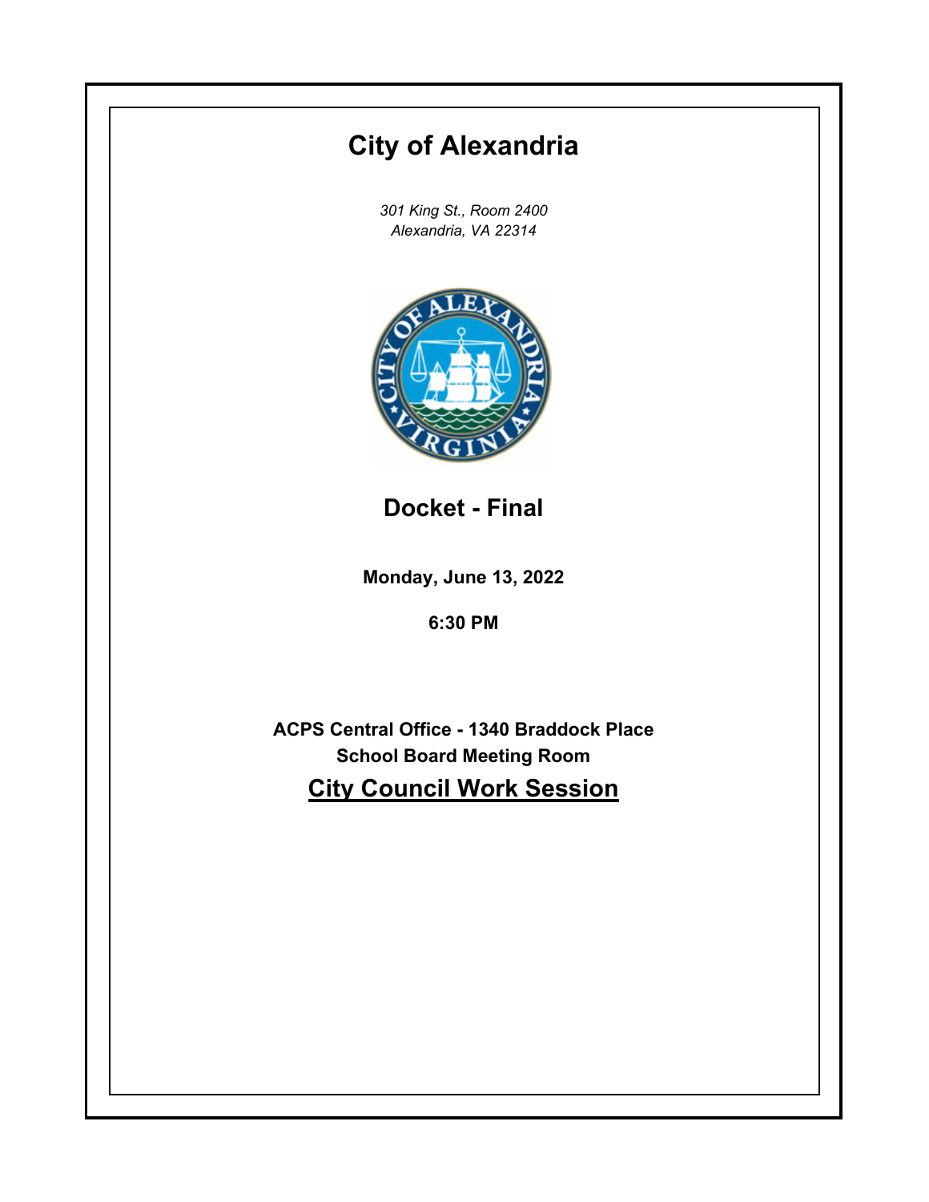# City of Alexandria

*301 King St., Room 2400*
*Alexandria, VA 22314*

## Docket - Final

**Monday, June 13, 2022**

**6:30 PM**

**ACPS Central Office - 1340 Braddock Place**
**School Board Meeting Room**

## City Council Work Session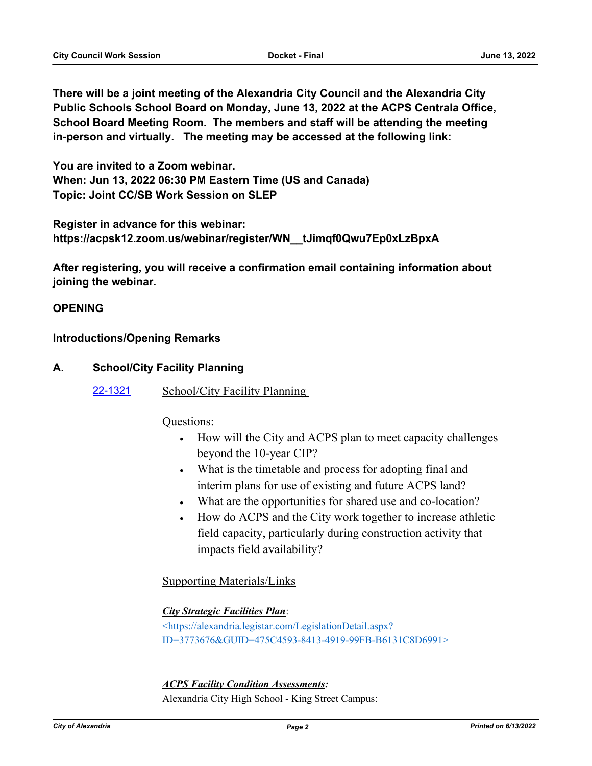**There will be a joint meeting of the Alexandria City Council and the Alexandria City Public Schools School Board on Monday, June 13, 2022 at the ACPS Centrala Office, School Board Meeting Room. The members and staff will be attending the meeting in-person and virtually. The meeting may be accessed at the following link:**

**You are invited to a Zoom webinar.**
**When: Jun 13, 2022 06:30 PM Eastern Time (US and Canada)**
**Topic: Joint CC/SB Work Session on SLEP**

**Register in advance for this webinar:**
**https://acpsk12.zoom.us/webinar/register/WN__tJimqf0Qwu7Ep0xLzBpxA**

**After registering, you will receive a confirmation email containing information about joining the webinar.**

## OPENING

### Introductions/Opening Remarks

### A. School/City Facility Planning

22-1321 School/City Facility Planning

Questions:

- How will the City and ACPS plan to meet capacity challenges beyond the 10-year CIP?
- What is the timetable and process for adopting final and interim plans for use of existing and future ACPS land?
- What are the opportunities for shared use and co-location?
- How do ACPS and the City work together to increase athletic field capacity, particularly during construction activity that impacts field availability?

Supporting Materials/Links

***City Strategic Facilities Plan***:
<https://alexandria.legistar.com/LegislationDetail.aspx?ID=3773676&GUID=475C4593-8413-4919-99FB-B6131C8D6991>

***ACPS Facility Condition Assessments:***
Alexandria City High School - King Street Campus: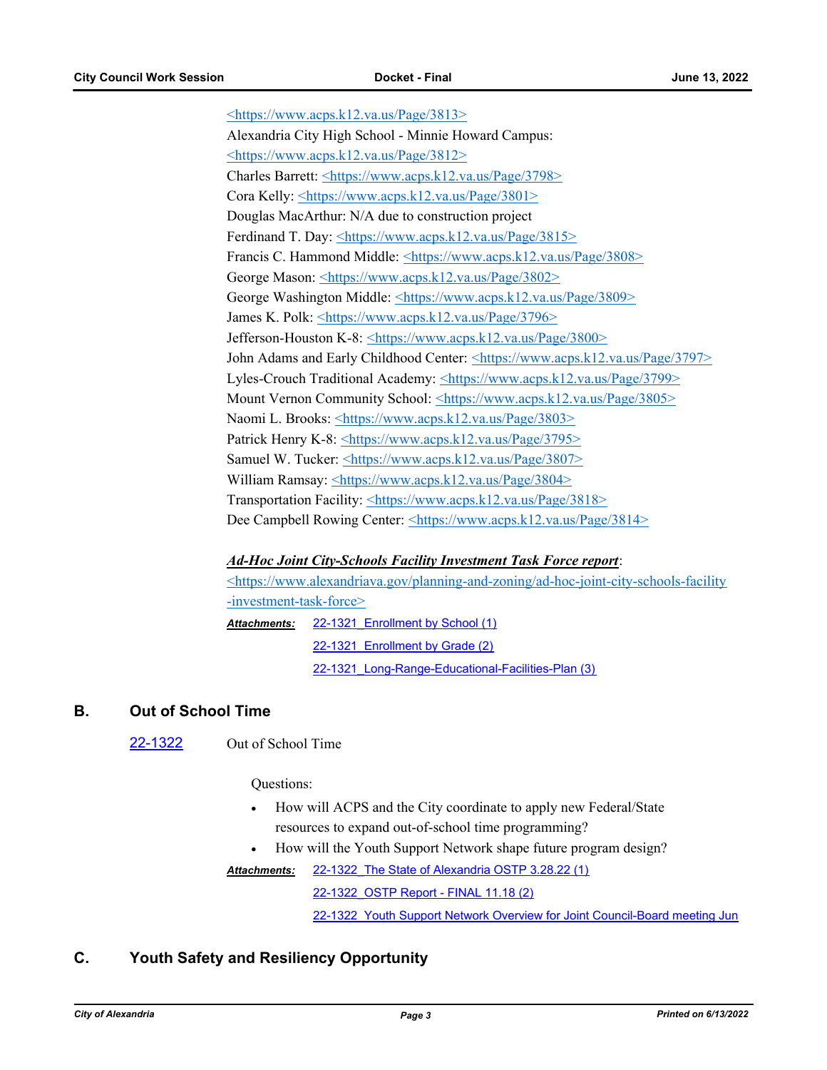<https://www.acps.k12.va.us/Page/3813>
Alexandria City High School - Minnie Howard Campus: <https://www.acps.k12.va.us/Page/3812>
Charles Barrett: <https://www.acps.k12.va.us/Page/3798>
Cora Kelly: <https://www.acps.k12.va.us/Page/3801>
Douglas MacArthur: N/A due to construction project
Ferdinand T. Day: <https://www.acps.k12.va.us/Page/3815>
Francis C. Hammond Middle: <https://www.acps.k12.va.us/Page/3808>
George Mason: <https://www.acps.k12.va.us/Page/3802>
George Washington Middle: <https://www.acps.k12.va.us/Page/3809>
James K. Polk: <https://www.acps.k12.va.us/Page/3796>
Jefferson-Houston K-8: <https://www.acps.k12.va.us/Page/3800>
John Adams and Early Childhood Center: <https://www.acps.k12.va.us/Page/3797>
Lyles-Crouch Traditional Academy: <https://www.acps.k12.va.us/Page/3799>
Mount Vernon Community School: <https://www.acps.k12.va.us/Page/3805>
Naomi L. Brooks: <https://www.acps.k12.va.us/Page/3803>
Patrick Henry K-8: <https://www.acps.k12.va.us/Page/3795>
Samuel W. Tucker: <https://www.acps.k12.va.us/Page/3807>
William Ramsay: <https://www.acps.k12.va.us/Page/3804>
Transportation Facility: <https://www.acps.k12.va.us/Page/3818>
Dee Campbell Rowing Center: <https://www.acps.k12.va.us/Page/3814>

***Ad-Hoc Joint City-Schools Facility Investment Task Force report***:
<https://www.alexandriava.gov/planning-and-zoning/ad-hoc-joint-city-schools-facility-investment-task-force>

***Attachments:*** 22-1321_Enrollment by School (1)
22-1321_Enrollment by Grade (2)
22-1321_Long-Range-Educational-Facilities-Plan (3)

## B. Out of School Time

22-1322 Out of School Time

Questions:

- How will ACPS and the City coordinate to apply new Federal/State resources to expand out-of-school time programming?
- How will the Youth Support Network shape future program design?

***Attachments:*** 22-1322_The State of Alexandria OSTP 3.28.22 (1)
22-1322_OSTP Report - FINAL 11.18 (2)
22-1322_Youth Support Network Overview for Joint Council-Board meeting Jun

## C. Youth Safety and Resiliency Opportunity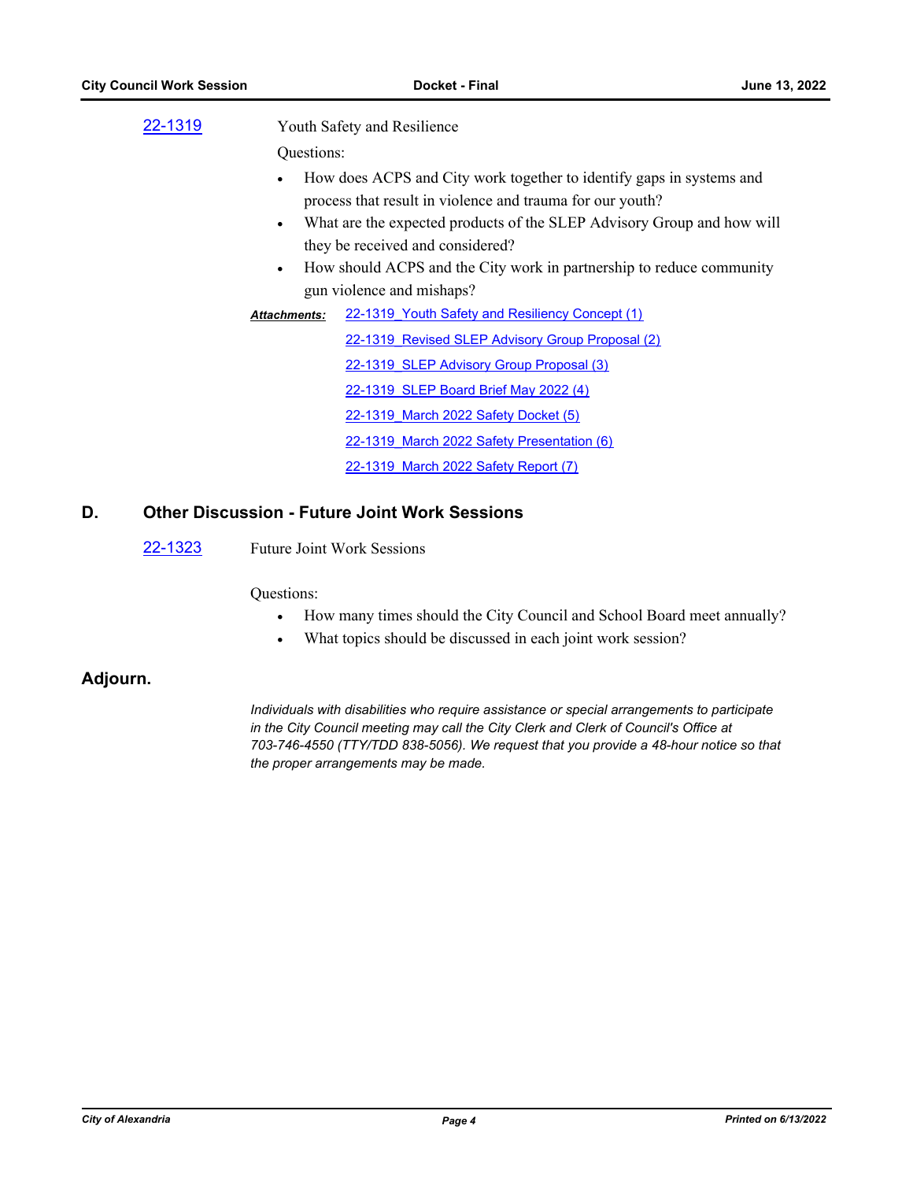22-1319 Youth Safety and Resilience

Questions:

- How does ACPS and City work together to identify gaps in systems and process that result in violence and trauma for our youth?
- What are the expected products of the SLEP Advisory Group and how will they be received and considered?
- How should ACPS and the City work in partnership to reduce community gun violence and mishaps?

***Attachments:***
22-1319_Youth Safety and Resiliency Concept (1)
22-1319_Revised SLEP Advisory Group Proposal (2)
22-1319_SLEP Advisory Group Proposal (3)
22-1319_SLEP Board Brief May 2022 (4)
22-1319_March 2022 Safety Docket (5)
22-1319_March 2022 Safety Presentation (6)
22-1319_March 2022 Safety Report (7)

## D. Other Discussion - Future Joint Work Sessions

22-1323 Future Joint Work Sessions

Questions:

- How many times should the City Council and School Board meet annually?
- What topics should be discussed in each joint work session?

## Adjourn.

*Individuals with disabilities who require assistance or special arrangements to participate in the City Council meeting may call the City Clerk and Clerk of Council's Office at 703-746-4550 (TTY/TDD 838-5056). We request that you provide a 48-hour notice so that the proper arrangements may be made.*